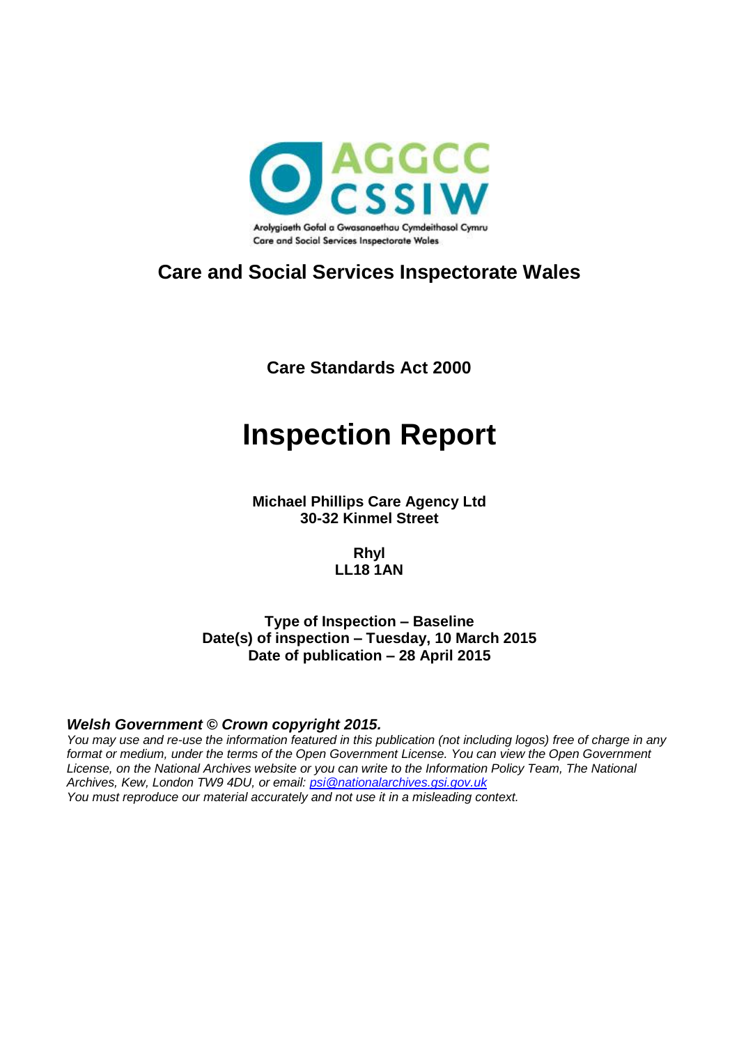AGGCC
CSSIW

Arolygiaeth Gofal a Gwasanaethau Cymdeithasol Cymru
Care and Social Services Inspectorate Wales

## Care and Social Services Inspectorate Wales

**Care Standards Act 2000**

# Inspection Report

**Michael Phillips Care Agency Ltd**
**30-32 Kinmel Street**

**Rhyl**
**LL18 1AN**

**Type of Inspection – Baseline**
**Date(s) of inspection – Tuesday, 10 March 2015**
**Date of publication – 28 April 2015**

***Welsh Government © Crown copyright 2015.***
*You may use and re-use the information featured in this publication (not including logos) free of charge in any format or medium, under the terms of the Open Government License. You can view the Open Government License, on the National Archives website or you can write to the Information Policy Team, The National Archives, Kew, London TW9 4DU, or email: psi@nationalarchives.gsi.gov.uk*
*You must reproduce our material accurately and not use it in a misleading context.*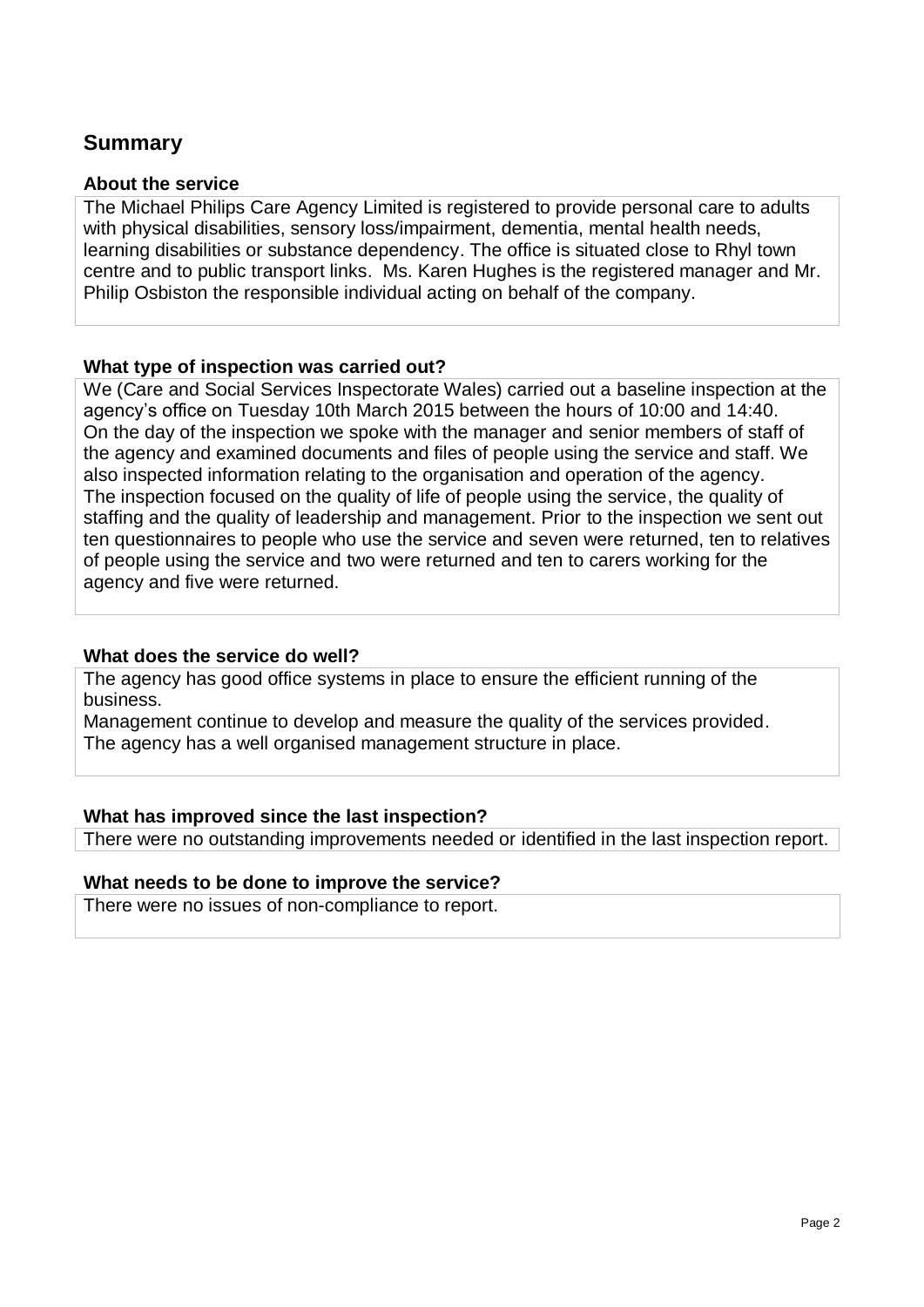## Summary

### About the service

The Michael Philips Care Agency Limited is registered to provide personal care to adults with physical disabilities, sensory loss/impairment, dementia, mental health needs, learning disabilities or substance dependency. The office is situated close to Rhyl town centre and to public transport links. Ms. Karen Hughes is the registered manager and Mr. Philip Osbiston the responsible individual acting on behalf of the company.

### What type of inspection was carried out?

We (Care and Social Services Inspectorate Wales) carried out a baseline inspection at the agency's office on Tuesday 10th March 2015 between the hours of 10:00 and 14:40.
On the day of the inspection we spoke with the manager and senior members of staff of the agency and examined documents and files of people using the service and staff. We also inspected information relating to the organisation and operation of the agency.
The inspection focused on the quality of life of people using the service, the quality of staffing and the quality of leadership and management. Prior to the inspection we sent out ten questionnaires to people who use the service and seven were returned, ten to relatives of people using the service and two were returned and ten to carers working for the agency and five were returned.

### What does the service do well?

The agency has good office systems in place to ensure the efficient running of the business.
Management continue to develop and measure the quality of the services provided.
The agency has a well organised management structure in place.

### What has improved since the last inspection?

There were no outstanding improvements needed or identified in the last inspection report.

### What needs to be done to improve the service?

There were no issues of non-compliance to report.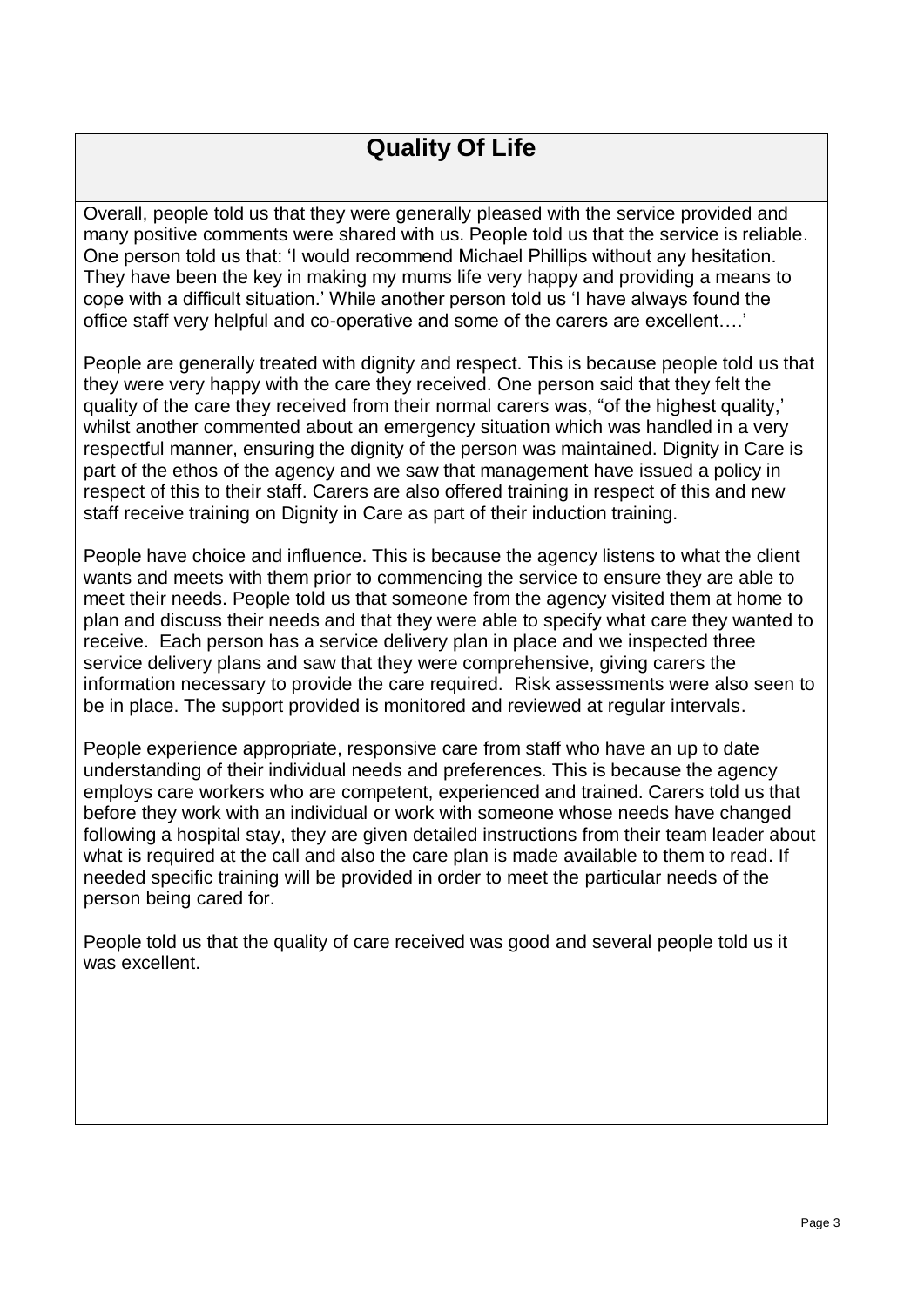## Quality Of Life

Overall, people told us that they were generally pleased with the service provided and many positive comments were shared with us. People told us that the service is reliable. One person told us that: 'I would recommend Michael Phillips without any hesitation. They have been the key in making my mums life very happy and providing a means to cope with a difficult situation.' While another person told us 'I have always found the office staff very helpful and co-operative and some of the carers are excellent….'

People are generally treated with dignity and respect. This is because people told us that they were very happy with the care they received. One person said that they felt the quality of the care they received from their normal carers was, "of the highest quality,' whilst another commented about an emergency situation which was handled in a very respectful manner, ensuring the dignity of the person was maintained. Dignity in Care is part of the ethos of the agency and we saw that management have issued a policy in respect of this to their staff. Carers are also offered training in respect of this and new staff receive training on Dignity in Care as part of their induction training.

People have choice and influence. This is because the agency listens to what the client wants and meets with them prior to commencing the service to ensure they are able to meet their needs. People told us that someone from the agency visited them at home to plan and discuss their needs and that they were able to specify what care they wanted to receive. Each person has a service delivery plan in place and we inspected three service delivery plans and saw that they were comprehensive, giving carers the information necessary to provide the care required. Risk assessments were also seen to be in place. The support provided is monitored and reviewed at regular intervals.

People experience appropriate, responsive care from staff who have an up to date understanding of their individual needs and preferences. This is because the agency employs care workers who are competent, experienced and trained. Carers told us that before they work with an individual or work with someone whose needs have changed following a hospital stay, they are given detailed instructions from their team leader about what is required at the call and also the care plan is made available to them to read. If needed specific training will be provided in order to meet the particular needs of the person being cared for.

People told us that the quality of care received was good and several people told us it was excellent.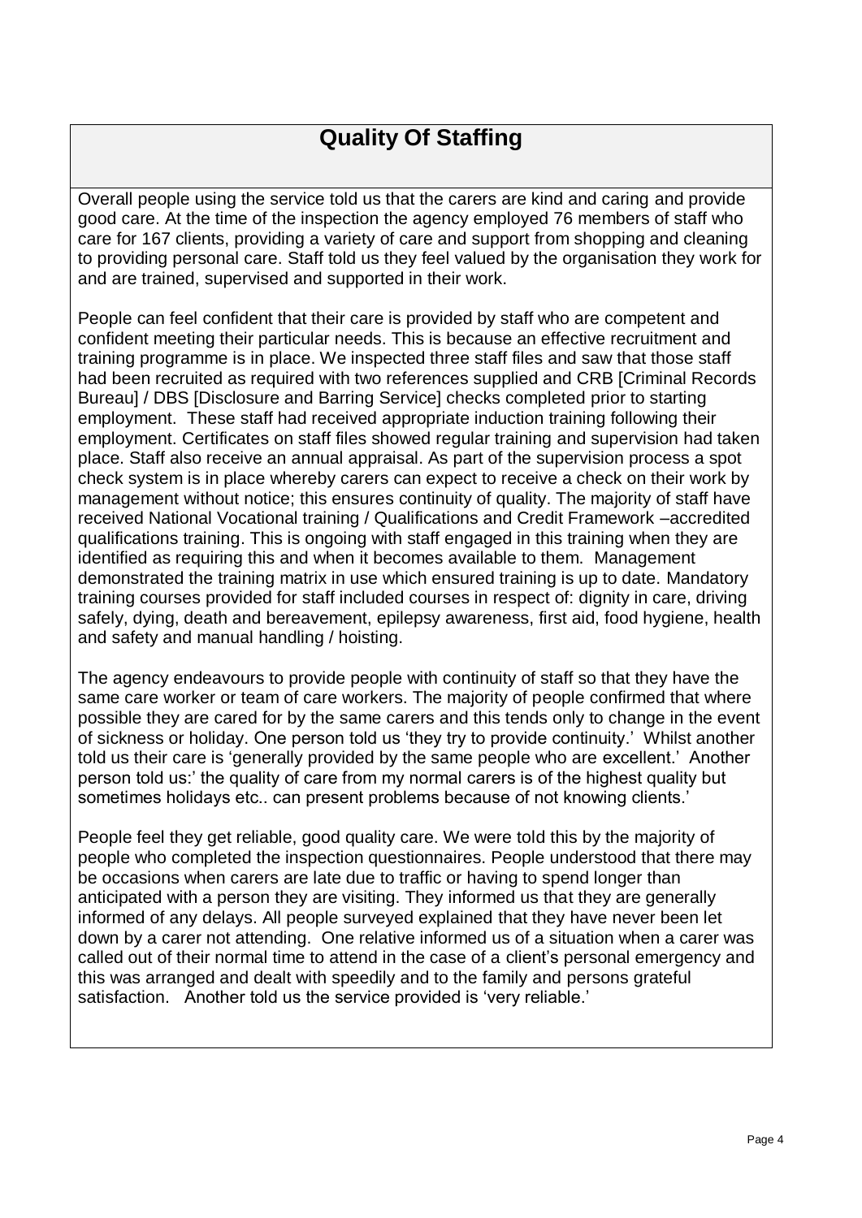# Quality Of Staffing

Overall people using the service told us that the carers are kind and caring and provide good care. At the time of the inspection the agency employed 76 members of staff who care for 167 clients, providing a variety of care and support from shopping and cleaning to providing personal care. Staff told us they feel valued by the organisation they work for and are trained, supervised and supported in their work.

People can feel confident that their care is provided by staff who are competent and confident meeting their particular needs. This is because an effective recruitment and training programme is in place. We inspected three staff files and saw that those staff had been recruited as required with two references supplied and CRB [Criminal Records Bureau] / DBS [Disclosure and Barring Service] checks completed prior to starting employment. These staff had received appropriate induction training following their employment. Certificates on staff files showed regular training and supervision had taken place. Staff also receive an annual appraisal. As part of the supervision process a spot check system is in place whereby carers can expect to receive a check on their work by management without notice; this ensures continuity of quality. The majority of staff have received National Vocational training / Qualifications and Credit Framework –accredited qualifications training. This is ongoing with staff engaged in this training when they are identified as requiring this and when it becomes available to them. Management demonstrated the training matrix in use which ensured training is up to date. Mandatory training courses provided for staff included courses in respect of: dignity in care, driving safely, dying, death and bereavement, epilepsy awareness, first aid, food hygiene, health and safety and manual handling / hoisting.

The agency endeavours to provide people with continuity of staff so that they have the same care worker or team of care workers. The majority of people confirmed that where possible they are cared for by the same carers and this tends only to change in the event of sickness or holiday. One person told us 'they try to provide continuity.' Whilst another told us their care is 'generally provided by the same people who are excellent.' Another person told us:' the quality of care from my normal carers is of the highest quality but sometimes holidays etc.. can present problems because of not knowing clients.'

People feel they get reliable, good quality care. We were told this by the majority of people who completed the inspection questionnaires. People understood that there may be occasions when carers are late due to traffic or having to spend longer than anticipated with a person they are visiting. They informed us that they are generally informed of any delays. All people surveyed explained that they have never been let down by a carer not attending. One relative informed us of a situation when a carer was called out of their normal time to attend in the case of a client's personal emergency and this was arranged and dealt with speedily and to the family and persons grateful satisfaction. Another told us the service provided is 'very reliable.'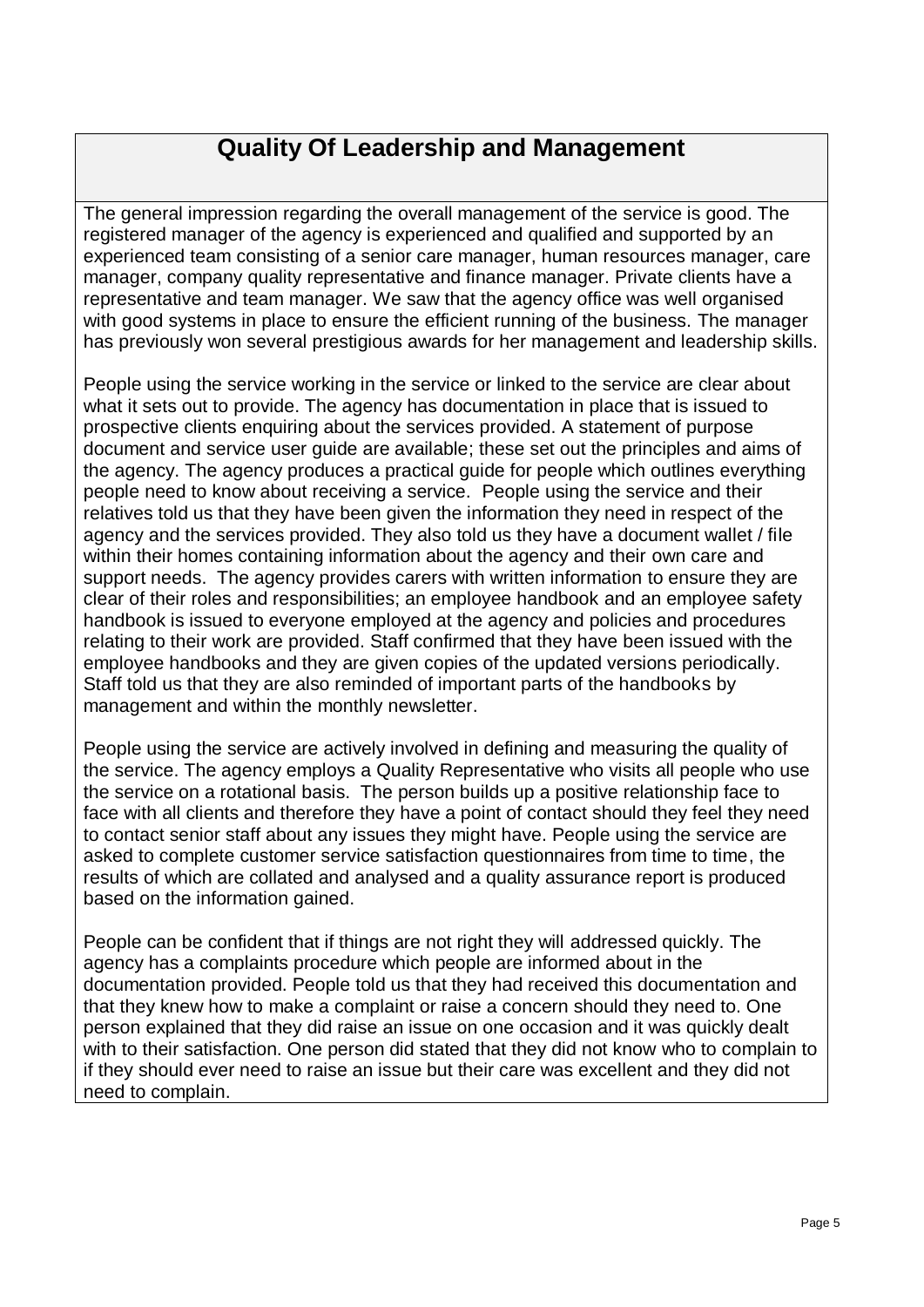## Quality Of Leadership and Management

The general impression regarding the overall management of the service is good. The registered manager of the agency is experienced and qualified and supported by an experienced team consisting of a senior care manager, human resources manager, care manager, company quality representative and finance manager. Private clients have a representative and team manager. We saw that the agency office was well organised with good systems in place to ensure the efficient running of the business. The manager has previously won several prestigious awards for her management and leadership skills.

People using the service working in the service or linked to the service are clear about what it sets out to provide. The agency has documentation in place that is issued to prospective clients enquiring about the services provided. A statement of purpose document and service user guide are available; these set out the principles and aims of the agency. The agency produces a practical guide for people which outlines everything people need to know about receiving a service. People using the service and their relatives told us that they have been given the information they need in respect of the agency and the services provided. They also told us they have a document wallet / file within their homes containing information about the agency and their own care and support needs. The agency provides carers with written information to ensure they are clear of their roles and responsibilities; an employee handbook and an employee safety handbook is issued to everyone employed at the agency and policies and procedures relating to their work are provided. Staff confirmed that they have been issued with the employee handbooks and they are given copies of the updated versions periodically. Staff told us that they are also reminded of important parts of the handbooks by management and within the monthly newsletter.

People using the service are actively involved in defining and measuring the quality of the service. The agency employs a Quality Representative who visits all people who use the service on a rotational basis. The person builds up a positive relationship face to face with all clients and therefore they have a point of contact should they feel they need to contact senior staff about any issues they might have. People using the service are asked to complete customer service satisfaction questionnaires from time to time, the results of which are collated and analysed and a quality assurance report is produced based on the information gained.

People can be confident that if things are not right they will addressed quickly. The agency has a complaints procedure which people are informed about in the documentation provided. People told us that they had received this documentation and that they knew how to make a complaint or raise a concern should they need to. One person explained that they did raise an issue on one occasion and it was quickly dealt with to their satisfaction. One person did stated that they did not know who to complain to if they should ever need to raise an issue but their care was excellent and they did not need to complain.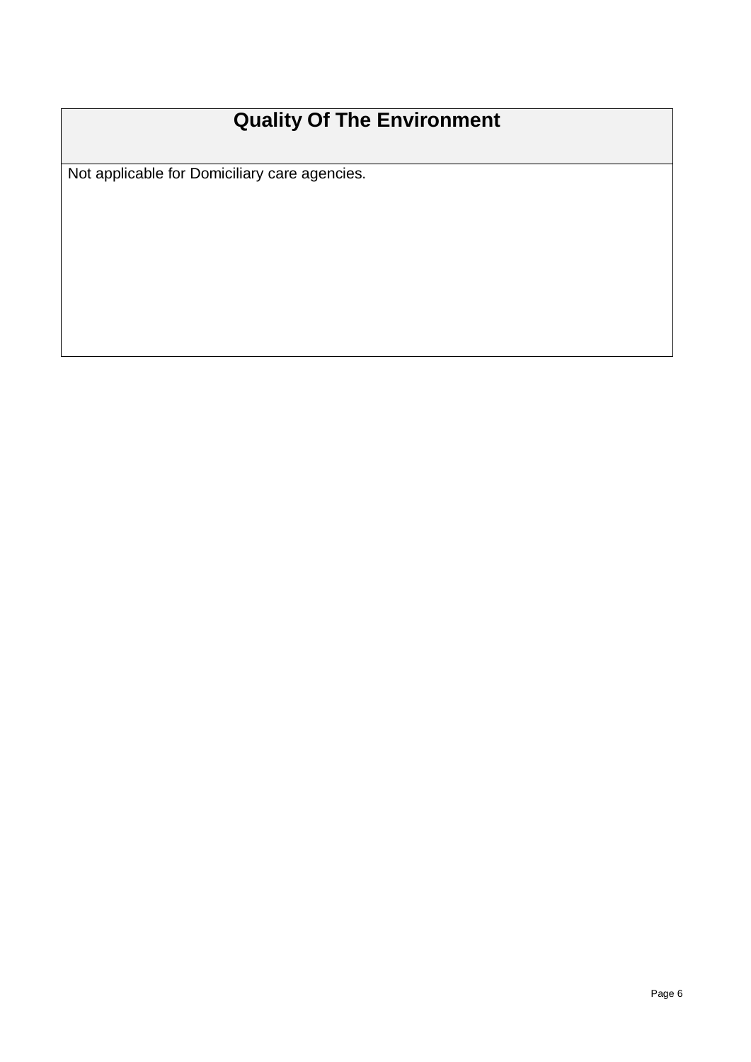## Quality Of The Environment

Not applicable for Domiciliary care agencies.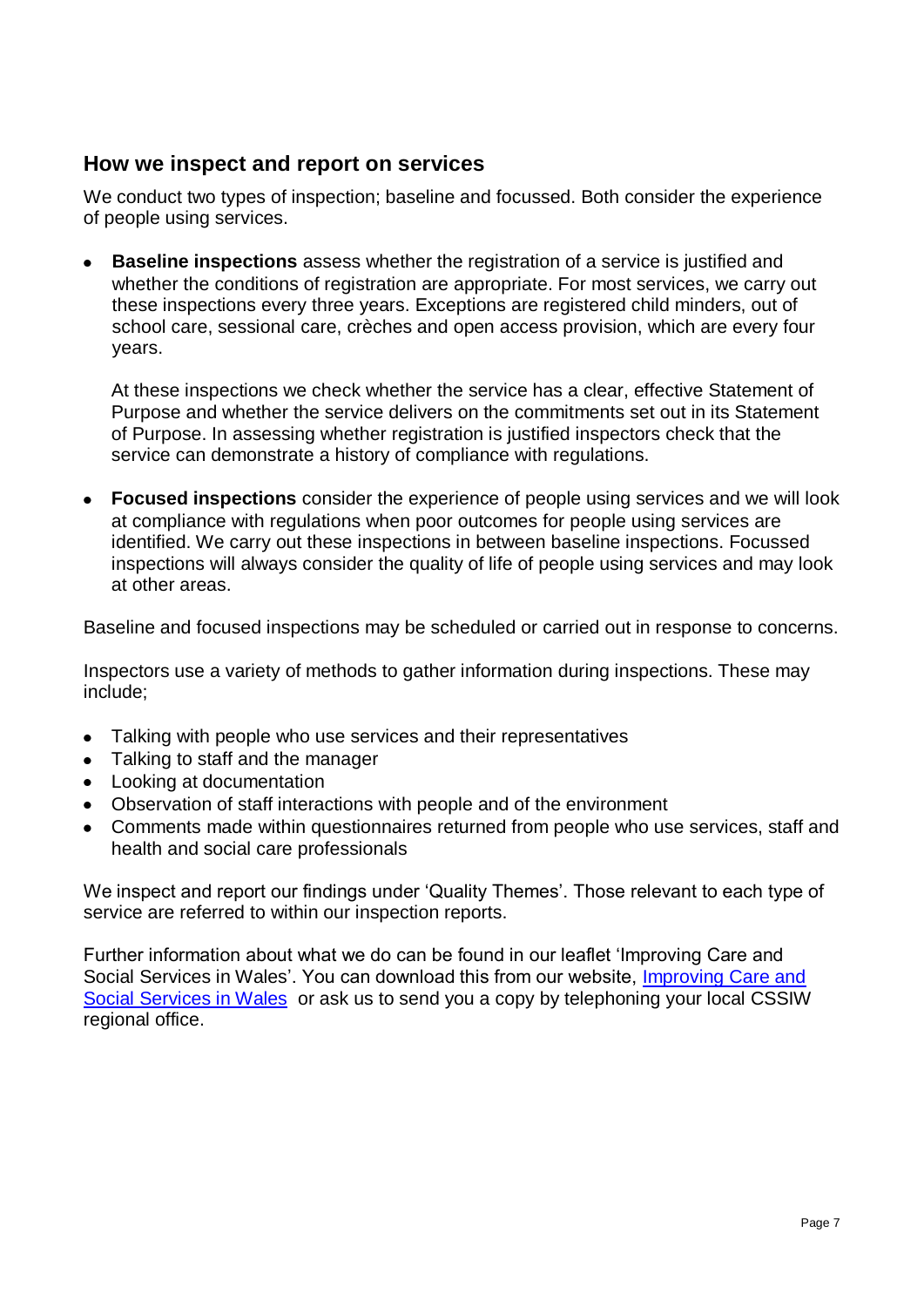## How we inspect and report on services

We conduct two types of inspection; baseline and focussed. Both consider the experience of people using services.

- **Baseline inspections** assess whether the registration of a service is justified and whether the conditions of registration are appropriate. For most services, we carry out these inspections every three years. Exceptions are registered child minders, out of school care, sessional care, crèches and open access provision, which are every four years.

  At these inspections we check whether the service has a clear, effective Statement of Purpose and whether the service delivers on the commitments set out in its Statement of Purpose. In assessing whether registration is justified inspectors check that the service can demonstrate a history of compliance with regulations.

- **Focused inspections** consider the experience of people using services and we will look at compliance with regulations when poor outcomes for people using services are identified. We carry out these inspections in between baseline inspections. Focussed inspections will always consider the quality of life of people using services and may look at other areas.

Baseline and focused inspections may be scheduled or carried out in response to concerns.

Inspectors use a variety of methods to gather information during inspections. These may include;

- Talking with people who use services and their representatives
- Talking to staff and the manager
- Looking at documentation
- Observation of staff interactions with people and of the environment
- Comments made within questionnaires returned from people who use services, staff and health and social care professionals

We inspect and report our findings under 'Quality Themes'. Those relevant to each type of service are referred to within our inspection reports.

Further information about what we do can be found in our leaflet 'Improving Care and Social Services in Wales'. You can download this from our website, [Improving Care and Social Services in Wales] or ask us to send you a copy by telephoning your local CSSIW regional office.